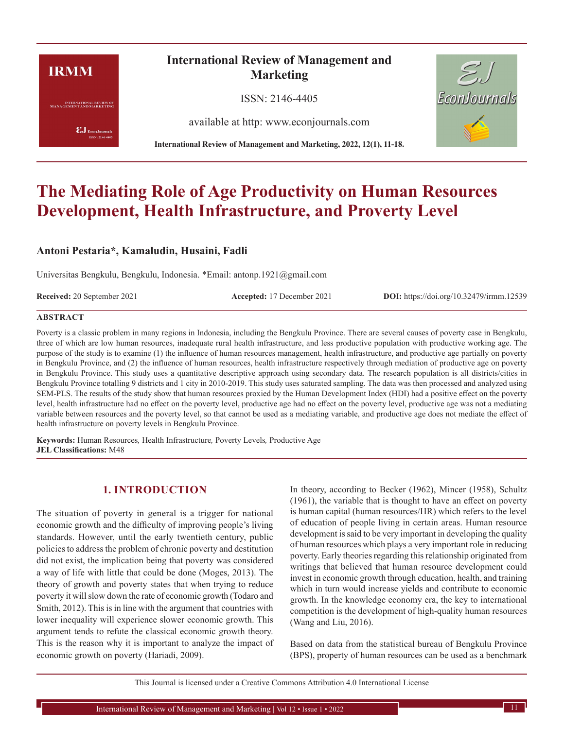International Review of Management and Marketing

ISSN: 2146-4405

available at http: www.econjournals.com

International Review of Management and Marketing, 2022, 12(1), 11-18.

# The Mediating Role of Age Productivity on Human Resources Development, Health Infrastructure, and Proverty Level

**Antoni Pestaria*, Kamaludin, Husaini, Fadli**

Universitas Bengkulu, Bengkulu, Indonesia. *Email: antonp.1921@gmail.com

**Received:** 20 September 2021 **Accepted:** 17 December 2021 **DOI:** https://doi.org/10.32479/irmm.12539

## ABSTRACT

Poverty is a classic problem in many regions in Indonesia, including the Bengkulu Province. There are several causes of poverty case in Bengkulu, three of which are low human resources, inadequate rural health infrastructure, and less productive population with productive working age. The purpose of the study is to examine (1) the influence of human resources management, health infrastructure, and productive age partially on poverty in Bengkulu Province, and (2) the influence of human resources, health infrastructure respectively through mediation of productive age on poverty in Bengkulu Province. This study uses a quantitative descriptive approach using secondary data. The research population is all districts/cities in Bengkulu Province totalling 9 districts and 1 city in 2010-2019. This study uses saturated sampling. The data was then processed and analyzed using SEM-PLS. The results of the study show that human resources proxied by the Human Development Index (HDI) had a positive effect on the poverty level, health infrastructure had no effect on the poverty level, productive age had no effect on the poverty level, productive age was not a mediating variable between resources and the poverty level, so that cannot be used as a mediating variable, and productive age does not mediate the effect of health infrastructure on poverty levels in Bengkulu Province.

**Keywords:** Human Resources*,* Health Infrastructure*,* Poverty Levels*,* Productive Age
**JEL Classifications:** M48

## 1. INTRODUCTION

The situation of poverty in general is a trigger for national economic growth and the difficulty of improving people's living standards. However, until the early twentieth century, public policies to address the problem of chronic poverty and destitution did not exist, the implication being that poverty was considered a way of life with little that could be done (Moges, 2013). The theory of growth and poverty states that when trying to reduce poverty it will slow down the rate of economic growth (Todaro and Smith, 2012). This is in line with the argument that countries with lower inequality will experience slower economic growth. This argument tends to refute the classical economic growth theory. This is the reason why it is important to analyze the impact of economic growth on poverty (Hariadi, 2009).

In theory, according to Becker (1962), Mincer (1958), Schultz (1961), the variable that is thought to have an effect on poverty is human capital (human resources/HR) which refers to the level of education of people living in certain areas. Human resource development is said to be very important in developing the quality of human resources which plays a very important role in reducing poverty. Early theories regarding this relationship originated from writings that believed that human resource development could invest in economic growth through education, health, and training which in turn would increase yields and contribute to economic growth. In the knowledge economy era, the key to international competition is the development of high-quality human resources (Wang and Liu, 2016).

Based on data from the statistical bureau of Bengkulu Province (BPS), property of human resources can be used as a benchmark

This Journal is licensed under a Creative Commons Attribution 4.0 International License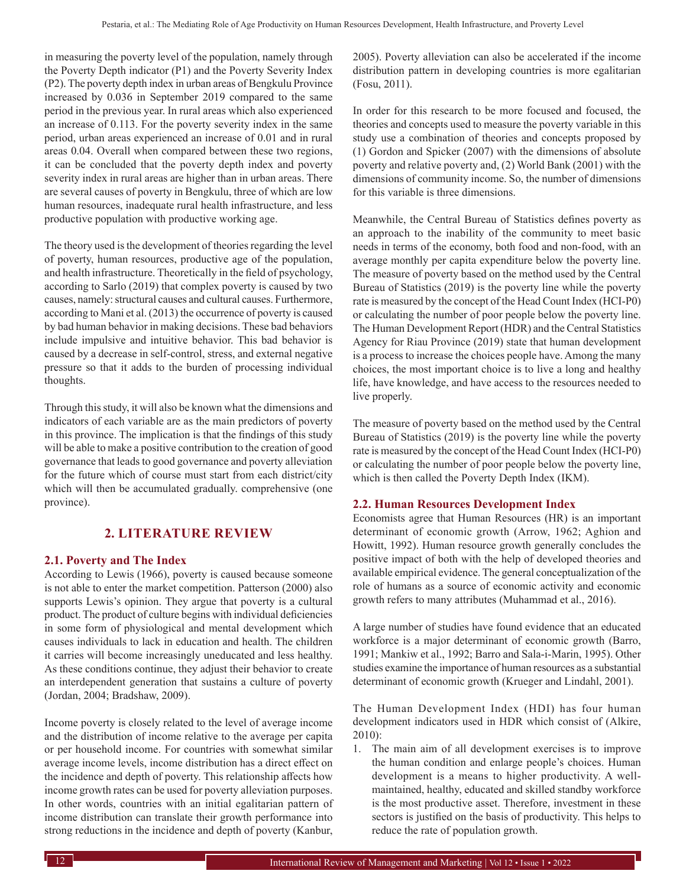in measuring the poverty level of the population, namely through the Poverty Depth indicator (P1) and the Poverty Severity Index (P2). The poverty depth index in urban areas of Bengkulu Province increased by 0.036 in September 2019 compared to the same period in the previous year. In rural areas which also experienced an increase of 0.113. For the poverty severity index in the same period, urban areas experienced an increase of 0.01 and in rural areas 0.04. Overall when compared between these two regions, it can be concluded that the poverty depth index and poverty severity index in rural areas are higher than in urban areas. There are several causes of poverty in Bengkulu, three of which are low human resources, inadequate rural health infrastructure, and less productive population with productive working age.

The theory used is the development of theories regarding the level of poverty, human resources, productive age of the population, and health infrastructure. Theoretically in the field of psychology, according to Sarlo (2019) that complex poverty is caused by two causes, namely: structural causes and cultural causes. Furthermore, according to Mani et al. (2013) the occurrence of poverty is caused by bad human behavior in making decisions. These bad behaviors include impulsive and intuitive behavior. This bad behavior is caused by a decrease in self-control, stress, and external negative pressure so that it adds to the burden of processing individual thoughts.

Through this study, it will also be known what the dimensions and indicators of each variable are as the main predictors of poverty in this province. The implication is that the findings of this study will be able to make a positive contribution to the creation of good governance that leads to good governance and poverty alleviation for the future which of course must start from each district/city which will then be accumulated gradually. comprehensive (one province).

## 2. LITERATURE REVIEW

### 2.1. Poverty and The Index

According to Lewis (1966), poverty is caused because someone is not able to enter the market competition. Patterson (2000) also supports Lewis's opinion. They argue that poverty is a cultural product. The product of culture begins with individual deficiencies in some form of physiological and mental development which causes individuals to lack in education and health. The children it carries will become increasingly uneducated and less healthy. As these conditions continue, they adjust their behavior to create an interdependent generation that sustains a culture of poverty (Jordan, 2004; Bradshaw, 2009).

Income poverty is closely related to the level of average income and the distribution of income relative to the average per capita or per household income. For countries with somewhat similar average income levels, income distribution has a direct effect on the incidence and depth of poverty. This relationship affects how income growth rates can be used for poverty alleviation purposes. In other words, countries with an initial egalitarian pattern of income distribution can translate their growth performance into strong reductions in the incidence and depth of poverty (Kanbur, 2005). Poverty alleviation can also be accelerated if the income distribution pattern in developing countries is more egalitarian (Fosu, 2011).

In order for this research to be more focused and focused, the theories and concepts used to measure the poverty variable in this study use a combination of theories and concepts proposed by (1) Gordon and Spicker (2007) with the dimensions of absolute poverty and relative poverty and, (2) World Bank (2001) with the dimensions of community income. So, the number of dimensions for this variable is three dimensions.

Meanwhile, the Central Bureau of Statistics defines poverty as an approach to the inability of the community to meet basic needs in terms of the economy, both food and non-food, with an average monthly per capita expenditure below the poverty line. The measure of poverty based on the method used by the Central Bureau of Statistics (2019) is the poverty line while the poverty rate is measured by the concept of the Head Count Index (HCI-P0) or calculating the number of poor people below the poverty line. The Human Development Report (HDR) and the Central Statistics Agency for Riau Province (2019) state that human development is a process to increase the choices people have. Among the many choices, the most important choice is to live a long and healthy life, have knowledge, and have access to the resources needed to live properly.

The measure of poverty based on the method used by the Central Bureau of Statistics (2019) is the poverty line while the poverty rate is measured by the concept of the Head Count Index (HCI-P0) or calculating the number of poor people below the poverty line, which is then called the Poverty Depth Index (IKM).

### 2.2. Human Resources Development Index

Economists agree that Human Resources (HR) is an important determinant of economic growth (Arrow, 1962; Aghion and Howitt, 1992). Human resource growth generally concludes the positive impact of both with the help of developed theories and available empirical evidence. The general conceptualization of the role of humans as a source of economic activity and economic growth refers to many attributes (Muhammad et al., 2016).

A large number of studies have found evidence that an educated workforce is a major determinant of economic growth (Barro, 1991; Mankiw et al., 1992; Barro and Sala-i-Marin, 1995). Other studies examine the importance of human resources as a substantial determinant of economic growth (Krueger and Lindahl, 2001).

The Human Development Index (HDI) has four human development indicators used in HDR which consist of (Alkire, 2010):

1. The main aim of all development exercises is to improve the human condition and enlarge people's choices. Human development is a means to higher productivity. A well-maintained, healthy, educated and skilled standby workforce is the most productive asset. Therefore, investment in these sectors is justified on the basis of productivity. This helps to reduce the rate of population growth.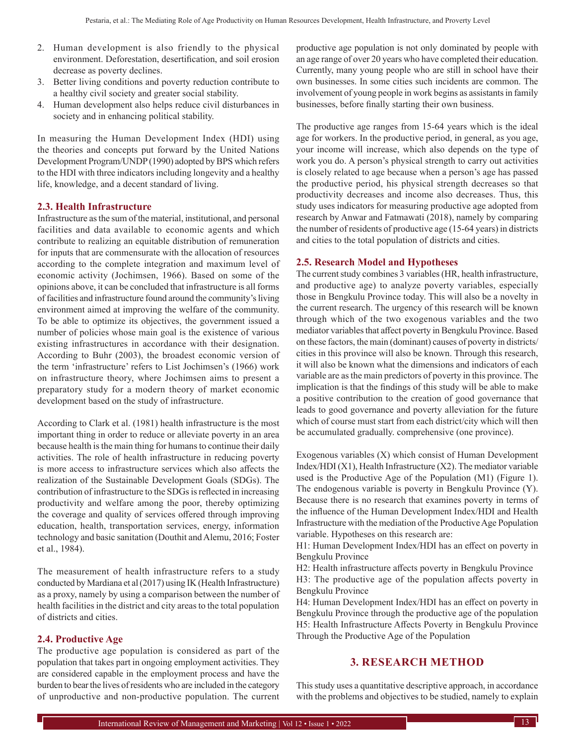2. Human development is also friendly to the physical environment. Deforestation, desertification, and soil erosion decrease as poverty declines.
3. Better living conditions and poverty reduction contribute to a healthy civil society and greater social stability.
4. Human development also helps reduce civil disturbances in society and in enhancing political stability.

In measuring the Human Development Index (HDI) using the theories and concepts put forward by the United Nations Development Program/UNDP (1990) adopted by BPS which refers to the HDI with three indicators including longevity and a healthy life, knowledge, and a decent standard of living.

### 2.3. Health Infrastructure

Infrastructure as the sum of the material, institutional, and personal facilities and data available to economic agents and which contribute to realizing an equitable distribution of remuneration for inputs that are commensurate with the allocation of resources according to the complete integration and maximum level of economic activity (Jochimsen, 1966). Based on some of the opinions above, it can be concluded that infrastructure is all forms of facilities and infrastructure found around the community's living environment aimed at improving the welfare of the community. To be able to optimize its objectives, the government issued a number of policies whose main goal is the existence of various existing infrastructures in accordance with their designation. According to Buhr (2003), the broadest economic version of the term 'infrastructure' refers to List Jochimsen's (1966) work on infrastructure theory, where Jochimsen aims to present a preparatory study for a modern theory of market economic development based on the study of infrastructure.

According to Clark et al. (1981) health infrastructure is the most important thing in order to reduce or alleviate poverty in an area because health is the main thing for humans to continue their daily activities. The role of health infrastructure in reducing poverty is more access to infrastructure services which also affects the realization of the Sustainable Development Goals (SDGs). The contribution of infrastructure to the SDGs is reflected in increasing productivity and welfare among the poor, thereby optimizing the coverage and quality of services offered through improving education, health, transportation services, energy, information technology and basic sanitation (Douthit and Alemu, 2016; Foster et al., 1984).

The measurement of health infrastructure refers to a study conducted by Mardiana et al (2017) using IK (Health Infrastructure) as a proxy, namely by using a comparison between the number of health facilities in the district and city areas to the total population of districts and cities.

### 2.4. Productive Age

The productive age population is considered as part of the population that takes part in ongoing employment activities. They are considered capable in the employment process and have the burden to bear the lives of residents who are included in the category of unproductive and non-productive population. The current productive age population is not only dominated by people with an age range of over 20 years who have completed their education. Currently, many young people who are still in school have their own businesses. In some cities such incidents are common. The involvement of young people in work begins as assistants in family businesses, before finally starting their own business.

The productive age ranges from 15-64 years which is the ideal age for workers. In the productive period, in general, as you age, your income will increase, which also depends on the type of work you do. A person's physical strength to carry out activities is closely related to age because when a person's age has passed the productive period, his physical strength decreases so that productivity decreases and income also decreases. Thus, this study uses indicators for measuring productive age adopted from research by Anwar and Fatmawati (2018), namely by comparing the number of residents of productive age (15-64 years) in districts and cities to the total population of districts and cities.

### 2.5. Research Model and Hypotheses

The current study combines 3 variables (HR, health infrastructure, and productive age) to analyze poverty variables, especially those in Bengkulu Province today. This will also be a novelty in the current research. The urgency of this research will be known through which of the two exogenous variables and the two mediator variables that affect poverty in Bengkulu Province. Based on these factors, the main (dominant) causes of poverty in districts/cities in this province will also be known. Through this research, it will also be known what the dimensions and indicators of each variable are as the main predictors of poverty in this province. The implication is that the findings of this study will be able to make a positive contribution to the creation of good governance that leads to good governance and poverty alleviation for the future which of course must start from each district/city which will then be accumulated gradually. comprehensive (one province).

Exogenous variables (X) which consist of Human Development Index/HDI (X1), Health Infrastructure (X2). The mediator variable used is the Productive Age of the Population (M1) (Figure 1). The endogenous variable is poverty in Bengkulu Province (Y). Because there is no research that examines poverty in terms of the influence of the Human Development Index/HDI and Health Infrastructure with the mediation of the Productive Age Population variable. Hypotheses on this research are:

H1: Human Development Index/HDI has an effect on poverty in Bengkulu Province

H2: Health infrastructure affects poverty in Bengkulu Province

H3: The productive age of the population affects poverty in Bengkulu Province

H4: Human Development Index/HDI has an effect on poverty in Bengkulu Province through the productive age of the population

H5: Health Infrastructure Affects Poverty in Bengkulu Province Through the Productive Age of the Population

## 3. RESEARCH METHOD

This study uses a quantitative descriptive approach, in accordance with the problems and objectives to be studied, namely to explain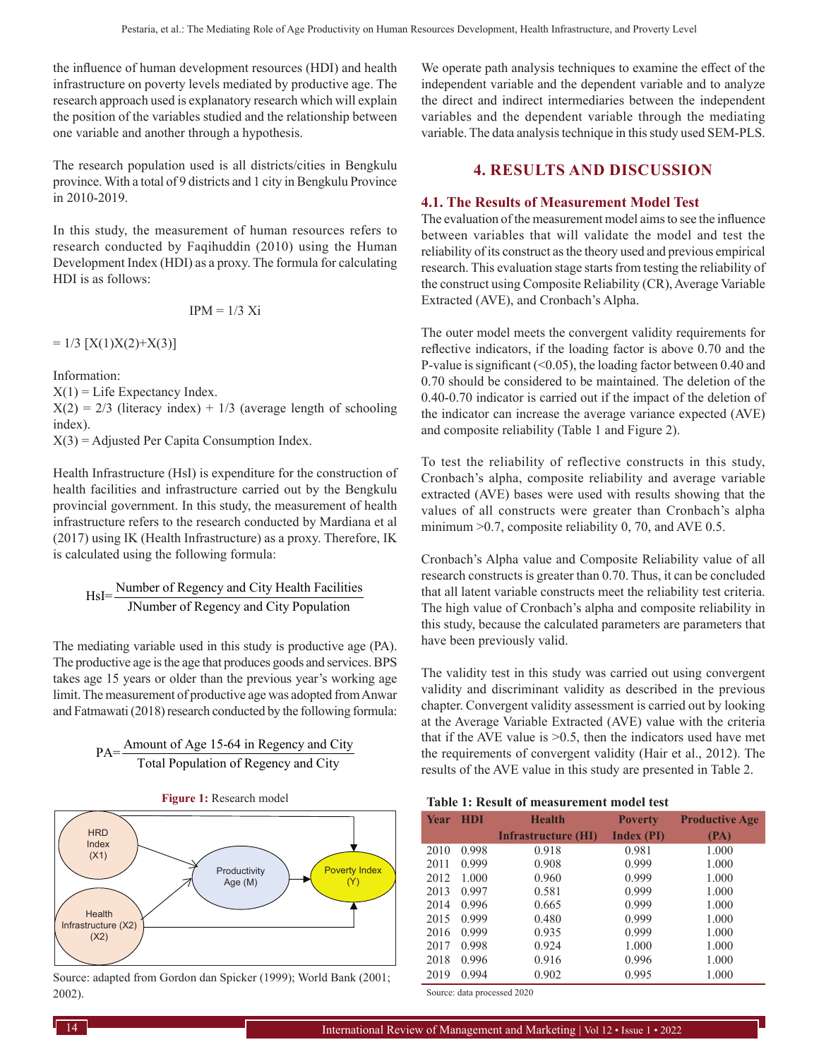the influence of human development resources (HDI) and health infrastructure on poverty levels mediated by productive age. The research approach used is explanatory research which will explain the position of the variables studied and the relationship between one variable and another through a hypothesis.

The research population used is all districts/cities in Bengkulu province. With a total of 9 districts and 1 city in Bengkulu Province in 2010-2019.

In this study, the measurement of human resources refers to research conducted by Faqihuddin (2010) using the Human Development Index (HDI) as a proxy. The formula for calculating HDI is as follows:

$$IPM = 1/3\ Xi$$

$$= 1/3\ [X(1)X(2)+X(3)]$$

Information:
X(1) = Life Expectancy Index.
X(2) = 2/3 (literacy index) + 1/3 (average length of schooling index).
X(3) = Adjusted Per Capita Consumption Index.

Health Infrastructure (HsI) is expenditure for the construction of health facilities and infrastructure carried out by the Bengkulu provincial government. In this study, the measurement of health infrastructure refers to the research conducted by Mardiana et al (2017) using IK (Health Infrastructure) as a proxy. Therefore, IK is calculated using the following formula:

$$HsI = \frac{\text{Number of Regency and City Health Facilities}}{\text{JNumber of Regency and City Population}}$$

The mediating variable used in this study is productive age (PA). The productive age is the age that produces goods and services. BPS takes age 15 years or older than the previous year's working age limit. The measurement of productive age was adopted from Anwar and Fatmawati (2018) research conducted by the following formula:

$$PA = \frac{\text{Amount of Age 15-64 in Regency and City}}{\text{Total Population of Regency and City}}$$

**Figure 1:** Research model

Source: adapted from Gordon dan Spicker (1999); World Bank (2001; 2002).

We operate path analysis techniques to examine the effect of the independent variable and the dependent variable and to analyze the direct and indirect intermediaries between the independent variables and the dependent variable through the mediating variable. The data analysis technique in this study used SEM-PLS.

## 4. RESULTS AND DISCUSSION

### 4.1. The Results of Measurement Model Test

The evaluation of the measurement model aims to see the influence between variables that will validate the model and test the reliability of its construct as the theory used and previous empirical research. This evaluation stage starts from testing the reliability of the construct using Composite Reliability (CR), Average Variable Extracted (AVE), and Cronbach's Alpha.

The outer model meets the convergent validity requirements for reflective indicators, if the loading factor is above 0.70 and the P-value is significant (<0.05), the loading factor between 0.40 and 0.70 should be considered to be maintained. The deletion of the 0.40-0.70 indicator is carried out if the impact of the deletion of the indicator can increase the average variance expected (AVE) and composite reliability (Table 1 and Figure 2).

To test the reliability of reflective constructs in this study, Cronbach's alpha, composite reliability and average variable extracted (AVE) bases were used with results showing that the values of all constructs were greater than Cronbach's alpha minimum >0.7, composite reliability 0, 70, and AVE 0.5.

Cronbach's Alpha value and Composite Reliability value of all research constructs is greater than 0.70. Thus, it can be concluded that all latent variable constructs meet the reliability test criteria. The high value of Cronbach's alpha and composite reliability in this study, because the calculated parameters are parameters that have been previously valid.

The validity test in this study was carried out using convergent validity and discriminant validity as described in the previous chapter. Convergent validity assessment is carried out by looking at the Average Variable Extracted (AVE) value with the criteria that if the AVE value is >0.5, then the indicators used have met the requirements of convergent validity (Hair et al., 2012). The results of the AVE value in this study are presented in Table 2.

**Table 1: Result of measurement model test**

| Year | HDI | Health Infrastructure (HI) | Poverty Index (PI) | Productive Age (PA) |
|---|---|---|---|---|
| 2010 | 0.998 | 0.918 | 0.981 | 1.000 |
| 2011 | 0.999 | 0.908 | 0.999 | 1.000 |
| 2012 | 1.000 | 0.960 | 0.999 | 1.000 |
| 2013 | 0.997 | 0.581 | 0.999 | 1.000 |
| 2014 | 0.996 | 0.665 | 0.999 | 1.000 |
| 2015 | 0.999 | 0.480 | 0.999 | 1.000 |
| 2016 | 0.999 | 0.935 | 0.999 | 1.000 |
| 2017 | 0.998 | 0.924 | 1.000 | 1.000 |
| 2018 | 0.996 | 0.916 | 0.996 | 1.000 |
| 2019 | 0.994 | 0.902 | 0.995 | 1.000 |

Source: data processed 2020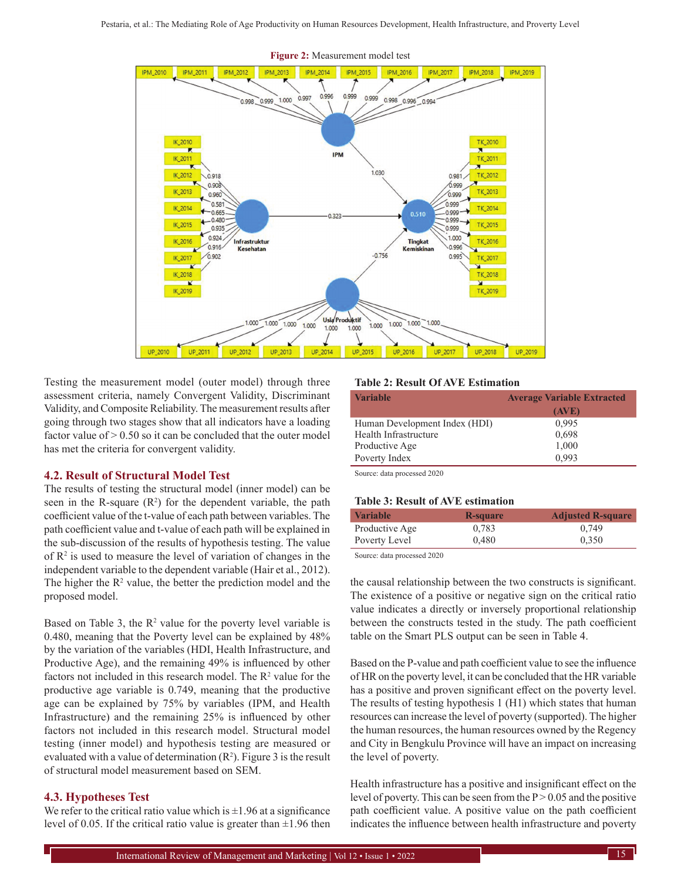**Figure 2:** Measurement model test

Testing the measurement model (outer model) through three assessment criteria, namely Convergent Validity, Discriminant Validity, and Composite Reliability. The measurement results after going through two stages show that all indicators have a loading factor value of > 0.50 so it can be concluded that the outer model has met the criteria for convergent validity.

### 4.2. Result of Structural Model Test

The results of testing the structural model (inner model) can be seen in the R-square ($R^2$) for the dependent variable, the path coefficient value of the t-value of each path between variables. The path coefficient value and t-value of each path will be explained in the sub-discussion of the results of hypothesis testing. The value of $R^2$ is used to measure the level of variation of changes in the independent variable to the dependent variable (Hair et al., 2012). The higher the $R^2$ value, the better the prediction model and the proposed model.

Based on Table 3, the $R^2$ value for the poverty level variable is 0.480, meaning that the Poverty level can be explained by 48% by the variation of the variables (HDI, Health Infrastructure, and Productive Age), and the remaining 49% is influenced by other factors not included in this research model. The $R^2$ value for the productive age variable is 0.749, meaning that the productive age can be explained by 75% by variables (IPM, and Health Infrastructure) and the remaining 25% is influenced by other factors not included in this research model. Structural model testing (inner model) and hypothesis testing are measured or evaluated with a value of determination ($R^2$). Figure 3 is the result of structural model measurement based on SEM.

### 4.3. Hypotheses Test

We refer to the critical ratio value which is ±1.96 at a significance level of 0.05. If the critical ratio value is greater than ±1.96 then the causal relationship between the two constructs is significant. The existence of a positive or negative sign on the critical ratio value indicates a directly or inversely proportional relationship between the constructs tested in the study. The path coefficient table on the Smart PLS output can be seen in Table 4.

**Table 2: Result Of AVE Estimation**

| Variable | Average Variable Extracted (AVE) |
|---|---|
| Human Development Index (HDI) | 0,995 |
| Health Infrastructure | 0,698 |
| Productive Age | 1,000 |
| Poverty Index | 0,993 |

Source: data processed 2020

**Table 3: Result of AVE estimation**

| Variable | R-square | Adjusted R-square |
|---|---|---|
| Productive Age | 0,783 | 0,749 |
| Poverty Level | 0,480 | 0,350 |

Source: data processed 2020

Based on the P-value and path coefficient value to see the influence of HR on the poverty level, it can be concluded that the HR variable has a positive and proven significant effect on the poverty level. The results of testing hypothesis 1 (H1) which states that human resources can increase the level of poverty (supported). The higher the human resources, the human resources owned by the Regency and City in Bengkulu Province will have an impact on increasing the level of poverty.

Health infrastructure has a positive and insignificant effect on the level of poverty. This can be seen from the P > 0.05 and the positive path coefficient value. A positive value on the path coefficient indicates the influence between health infrastructure and poverty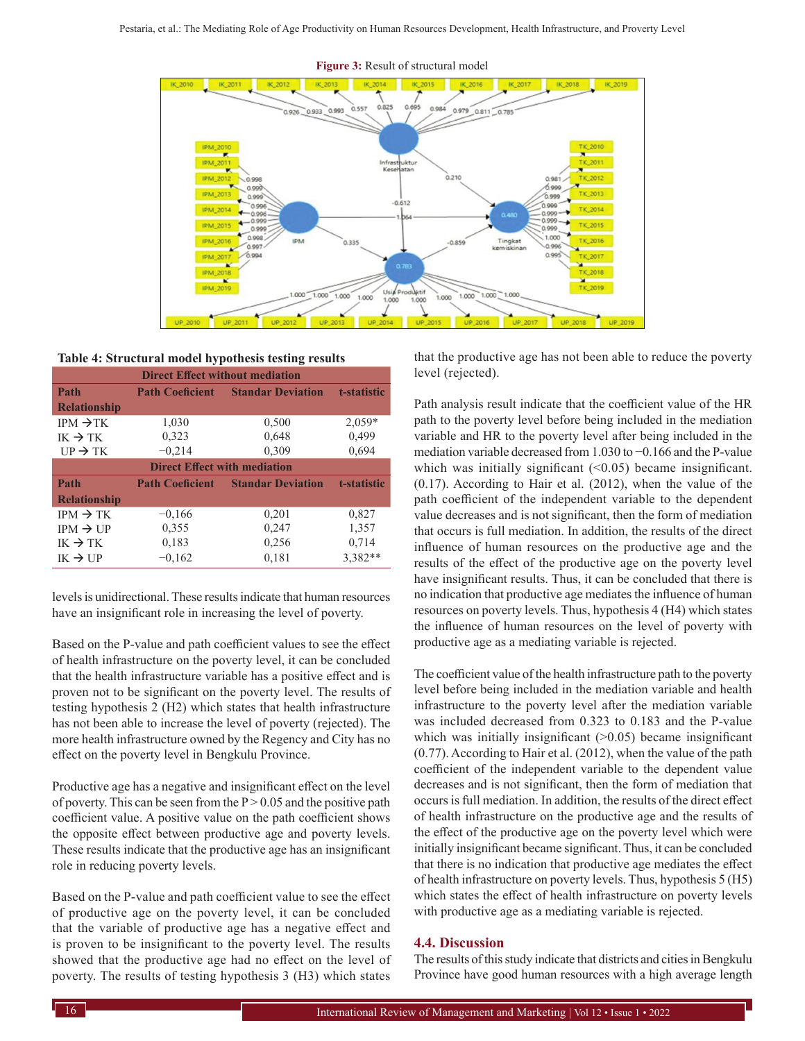**Figure 3:** Result of structural model

**Table 4: Structural model hypothesis testing results**

| Direct Effect without mediation | | | |
|---|---|---|---|
| **Path Relationship** | **Path Coeficient** | **Standar Deviation** | **t-statistic** |
| IPM → TK | 1,030 | 0,500 | 2,059* |
| IK → TK | 0,323 | 0,648 | 0,499 |
| UP → TK | −0,214 | 0,309 | 0,694 |
| **Direct Effect with mediation** | | | |
| **Path Relationship** | **Path Coeficient** | **Standar Deviation** | **t-statistic** |
| IPM → TK | −0,166 | 0,201 | 0,827 |
| IPM → UP | 0,355 | 0,247 | 1,357 |
| IK → TK | 0,183 | 0,256 | 0,714 |
| IK → UP | −0,162 | 0,181 | 3,382** |

levels is unidirectional. These results indicate that human resources have an insignificant role in increasing the level of poverty.

Based on the P-value and path coefficient values to see the effect of health infrastructure on the poverty level, it can be concluded that the health infrastructure variable has a positive effect and is proven not to be significant on the poverty level. The results of testing hypothesis 2 (H2) which states that health infrastructure has not been able to increase the level of poverty (rejected). The more health infrastructure owned by the Regency and City has no effect on the poverty level in Bengkulu Province.

Productive age has a negative and insignificant effect on the level of poverty. This can be seen from the P > 0.05 and the positive path coefficient value. A positive value on the path coefficient shows the opposite effect between productive age and poverty levels. These results indicate that the productive age has an insignificant role in reducing poverty levels.

Based on the P-value and path coefficient value to see the effect of productive age on the poverty level, it can be concluded that the variable of productive age has a negative effect and is proven to be insignificant to the poverty level. The results showed that the productive age had no effect on the level of poverty. The results of testing hypothesis 3 (H3) which states that the productive age has not been able to reduce the poverty level (rejected).

Path analysis result indicate that the coefficient value of the HR path to the poverty level before being included in the mediation variable and HR to the poverty level after being included in the mediation variable decreased from 1.030 to −0.166 and the P-value which was initially significant (<0.05) became insignificant. (0.17). According to Hair et al. (2012), when the value of the path coefficient of the independent variable to the dependent value decreases and is not significant, then the form of mediation that occurs is full mediation. In addition, the results of the direct influence of human resources on the productive age and the results of the effect of the productive age on the poverty level have insignificant results. Thus, it can be concluded that there is no indication that productive age mediates the influence of human resources on poverty levels. Thus, hypothesis 4 (H4) which states the influence of human resources on the level of poverty with productive age as a mediating variable is rejected.

The coefficient value of the health infrastructure path to the poverty level before being included in the mediation variable and health infrastructure to the poverty level after the mediation variable was included decreased from 0.323 to 0.183 and the P-value which was initially insignificant (>0.05) became insignificant (0.77). According to Hair et al. (2012), when the value of the path coefficient of the independent variable to the dependent value decreases and is not significant, then the form of mediation that occurs is full mediation. In addition, the results of the direct effect of health infrastructure on the productive age and the results of the effect of the productive age on the poverty level which were initially insignificant became significant. Thus, it can be concluded that there is no indication that productive age mediates the effect of health infrastructure on poverty levels. Thus, hypothesis 5 (H5) which states the effect of health infrastructure on poverty levels with productive age as a mediating variable is rejected.

### 4.4. Discussion

The results of this study indicate that districts and cities in Bengkulu Province have good human resources with a high average length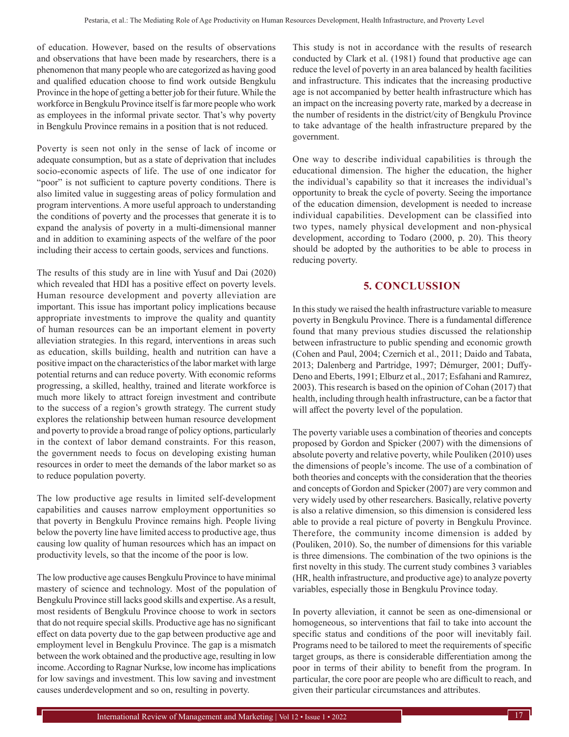of education. However, based on the results of observations and observations that have been made by researchers, there is a phenomenon that many people who are categorized as having good and qualified education choose to find work outside Bengkulu Province in the hope of getting a better job for their future. While the workforce in Bengkulu Province itself is far more people who work as employees in the informal private sector. That's why poverty in Bengkulu Province remains in a position that is not reduced.

Poverty is seen not only in the sense of lack of income or adequate consumption, but as a state of deprivation that includes socio-economic aspects of life. The use of one indicator for "poor" is not sufficient to capture poverty conditions. There is also limited value in suggesting areas of policy formulation and program interventions. A more useful approach to understanding the conditions of poverty and the processes that generate it is to expand the analysis of poverty in a multi-dimensional manner and in addition to examining aspects of the welfare of the poor including their access to certain goods, services and functions.

The results of this study are in line with Yusuf and Dai (2020) which revealed that HDI has a positive effect on poverty levels. Human resource development and poverty alleviation are important. This issue has important policy implications because appropriate investments to improve the quality and quantity of human resources can be an important element in poverty alleviation strategies. In this regard, interventions in areas such as education, skills building, health and nutrition can have a positive impact on the characteristics of the labor market with large potential returns and can reduce poverty. With economic reforms progressing, a skilled, healthy, trained and literate workforce is much more likely to attract foreign investment and contribute to the success of a region's growth strategy. The current study explores the relationship between human resource development and poverty to provide a broad range of policy options, particularly in the context of labor demand constraints. For this reason, the government needs to focus on developing existing human resources in order to meet the demands of the labor market so as to reduce population poverty.

The low productive age results in limited self-development capabilities and causes narrow employment opportunities so that poverty in Bengkulu Province remains high. People living below the poverty line have limited access to productive age, thus causing low quality of human resources which has an impact on productivity levels, so that the income of the poor is low.

The low productive age causes Bengkulu Province to have minimal mastery of science and technology. Most of the population of Bengkulu Province still lacks good skills and expertise. As a result, most residents of Bengkulu Province choose to work in sectors that do not require special skills. Productive age has no significant effect on data poverty due to the gap between productive age and employment level in Bengkulu Province. The gap is a mismatch between the work obtained and the productive age, resulting in low income. According to Ragnar Nurkse, low income has implications for low savings and investment. This low saving and investment causes underdevelopment and so on, resulting in poverty.

This study is not in accordance with the results of research conducted by Clark et al. (1981) found that productive age can reduce the level of poverty in an area balanced by health facilities and infrastructure. This indicates that the increasing productive age is not accompanied by better health infrastructure which has an impact on the increasing poverty rate, marked by a decrease in the number of residents in the district/city of Bengkulu Province to take advantage of the health infrastructure prepared by the government.

One way to describe individual capabilities is through the educational dimension. The higher the education, the higher the individual's capability so that it increases the individual's opportunity to break the cycle of poverty. Seeing the importance of the education dimension, development is needed to increase individual capabilities. Development can be classified into two types, namely physical development and non-physical development, according to Todaro (2000, p. 20). This theory should be adopted by the authorities to be able to process in reducing poverty.

## 5. CONCLUSSION

In this study we raised the health infrastructure variable to measure poverty in Bengkulu Province. There is a fundamental difference found that many previous studies discussed the relationship between infrastructure to public spending and economic growth (Cohen and Paul, 2004; Czernich et al., 2011; Daido and Tabata, 2013; Dalenberg and Partridge, 1997; Démurger, 2001; Duffy-Deno and Eberts, 1991; Elburz et al., 2017; Esfahani and Ramırez, 2003). This research is based on the opinion of Cohan (2017) that health, including through health infrastructure, can be a factor that will affect the poverty level of the population.

The poverty variable uses a combination of theories and concepts proposed by Gordon and Spicker (2007) with the dimensions of absolute poverty and relative poverty, while Pouliken (2010) uses the dimensions of people's income. The use of a combination of both theories and concepts with the consideration that the theories and concepts of Gordon and Spicker (2007) are very common and very widely used by other researchers. Basically, relative poverty is also a relative dimension, so this dimension is considered less able to provide a real picture of poverty in Bengkulu Province. Therefore, the community income dimension is added by (Pouliken, 2010). So, the number of dimensions for this variable is three dimensions. The combination of the two opinions is the first novelty in this study. The current study combines 3 variables (HR, health infrastructure, and productive age) to analyze poverty variables, especially those in Bengkulu Province today.

In poverty alleviation, it cannot be seen as one-dimensional or homogeneous, so interventions that fail to take into account the specific status and conditions of the poor will inevitably fail. Programs need to be tailored to meet the requirements of specific target groups, as there is considerable differentiation among the poor in terms of their ability to benefit from the program. In particular, the core poor are people who are difficult to reach, and given their particular circumstances and attributes.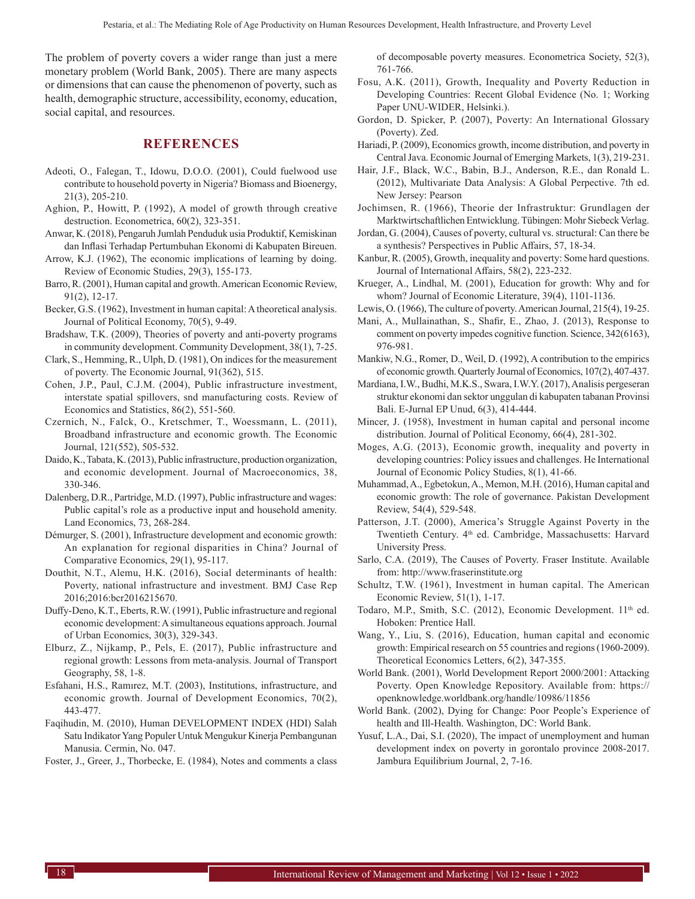The problem of poverty covers a wider range than just a mere monetary problem (World Bank, 2005). There are many aspects or dimensions that can cause the phenomenon of poverty, such as health, demographic structure, accessibility, economy, education, social capital, and resources.

## REFERENCES

Adeoti, O., Falegan, T., Idowu, D.O.O. (2001), Could fuelwood use contribute to household poverty in Nigeria? Biomass and Bioenergy, 21(3), 205-210.

Aghion, P., Howitt, P. (1992), A model of growth through creative destruction. Econometrica, 60(2), 323-351.

Anwar, K. (2018), Pengaruh Jumlah Penduduk usia Produktif, Kemiskinan dan Inflasi Terhadap Pertumbuhan Ekonomi di Kabupaten Bireuen.

Arrow, K.J. (1962), The economic implications of learning by doing. Review of Economic Studies, 29(3), 155-173.

Barro, R. (2001), Human capital and growth. American Economic Review, 91(2), 12-17.

Becker, G.S. (1962), Investment in human capital: A theoretical analysis. Journal of Political Economy, 70(5), 9-49.

Bradshaw, T.K. (2009), Theories of poverty and anti-poverty programs in community development. Community Development, 38(1), 7-25.

Clark, S., Hemming, R., Ulph, D. (1981), On indices for the measurement of poverty. The Economic Journal, 91(362), 515.

Cohen, J.P., Paul, C.J.M. (2004), Public infrastructure investment, interstate spatial spillovers, snd manufacturing costs. Review of Economics and Statistics, 86(2), 551-560.

Czernich, N., Falck, O., Kretschmer, T., Woessmann, L. (2011), Broadband infrastructure and economic growth. The Economic Journal, 121(552), 505-532.

Daido, K., Tabata, K. (2013), Public infrastructure, production organization, and economic development. Journal of Macroeconomics, 38, 330-346.

Dalenberg, D.R., Partridge, M.D. (1997), Public infrastructure and wages: Public capital's role as a productive input and household amenity. Land Economics, 73, 268-284.

Démurger, S. (2001), Infrastructure development and economic growth: An explanation for regional disparities in China? Journal of Comparative Economics, 29(1), 95-117.

Douthit, N.T., Alemu, H.K. (2016), Social determinants of health: Poverty, national infrastructure and investment. BMJ Case Rep 2016;2016:bcr2016215670.

Duffy-Deno, K.T., Eberts, R.W. (1991), Public infrastructure and regional economic development: A simultaneous equations approach. Journal of Urban Economics, 30(3), 329-343.

Elburz, Z., Nijkamp, P., Pels, E. (2017), Public infrastructure and regional growth: Lessons from meta-analysis. Journal of Transport Geography, 58, 1-8.

Esfahani, H.S., Ramırez, M.T. (2003), Institutions, infrastructure, and economic growth. Journal of Development Economics, 70(2), 443-477.

Faqihudin, M. (2010), Human DEVELOPMENT INDEX (HDI) Salah Satu Indikator Yang Populer Untuk Mengukur Kinerja Pembangunan Manusia. Cermin, No. 047.

Foster, J., Greer, J., Thorbecke, E. (1984), Notes and comments a class of decomposable poverty measures. Econometrica Society, 52(3), 761-766.

Fosu, A.K. (2011), Growth, Inequality and Poverty Reduction in Developing Countries: Recent Global Evidence (No. 1; Working Paper UNU-WIDER, Helsinki.).

Gordon, D. Spicker, P. (2007), Poverty: An International Glossary (Poverty). Zed.

Hariadi, P. (2009), Economics growth, income distribution, and poverty in Central Java. Economic Journal of Emerging Markets, 1(3), 219-231.

Hair, J.F., Black, W.C., Babin, B.J., Anderson, R.E., dan Ronald L. (2012), Multivariate Data Analysis: A Global Perpective. 7th ed. New Jersey: Pearson

Jochimsen, R. (1966), Theorie der Infrastruktur: Grundlagen der Marktwirtschaftlichen Entwicklung. Tübingen: Mohr Siebeck Verlag.

Jordan, G. (2004), Causes of poverty, cultural vs. structural: Can there be a synthesis? Perspectives in Public Affairs, 57, 18-34.

Kanbur, R. (2005), Growth, inequality and poverty: Some hard questions. Journal of International Affairs, 58(2), 223-232.

Krueger, A., Lindhal, M. (2001), Education for growth: Why and for whom? Journal of Economic Literature, 39(4), 1101-1136.

Lewis, O. (1966), The culture of poverty. American Journal, 215(4), 19-25.

Mani, A., Mullainathan, S., Shafir, E., Zhao, J. (2013), Response to comment on poverty impedes cognitive function. Science, 342(6163), 976-981.

Mankiw, N.G., Romer, D., Weil, D. (1992), A contribution to the empirics of economic growth. Quarterly Journal of Economics, 107(2), 407-437.

Mardiana, I.W., Budhi, M.K.S., Swara, I.W.Y. (2017), Analisis pergeseran struktur ekonomi dan sektor unggulan di kabupaten tabanan Provinsi Bali. E-Jurnal EP Unud, 6(3), 414-444.

Mincer, J. (1958), Investment in human capital and personal income distribution. Journal of Political Economy, 66(4), 281-302.

Moges, A.G. (2013), Economic growth, inequality and poverty in developing countries: Policy issues and challenges. He International Journal of Economic Policy Studies, 8(1), 41-66.

Muhammad, A., Egbetokun, A., Memon, M.H. (2016), Human capital and economic growth: The role of governance. Pakistan Development Review, 54(4), 529-548.

Patterson, J.T. (2000), America's Struggle Against Poverty in the Twentieth Century. 4th ed. Cambridge, Massachusetts: Harvard University Press.

Sarlo, C.A. (2019), The Causes of Poverty. Fraser Institute. Available from: http://www.fraserinstitute.org

Schultz, T.W. (1961), Investment in human capital. The American Economic Review, 51(1), 1-17.

Todaro, M.P., Smith, S.C. (2012), Economic Development. 11th ed. Hoboken: Prentice Hall.

Wang, Y., Liu, S. (2016), Education, human capital and economic growth: Empirical research on 55 countries and regions (1960-2009). Theoretical Economics Letters, 6(2), 347-355.

World Bank. (2001), World Development Report 2000/2001: Attacking Poverty. Open Knowledge Repository. Available from: https://openknowledge.worldbank.org/handle/10986/11856

World Bank. (2002), Dying for Change: Poor People's Experience of health and Ill-Health. Washington, DC: World Bank.

Yusuf, L.A., Dai, S.I. (2020), The impact of unemployment and human development index on poverty in gorontalo province 2008-2017. Jambura Equilibrium Journal, 2, 7-16.